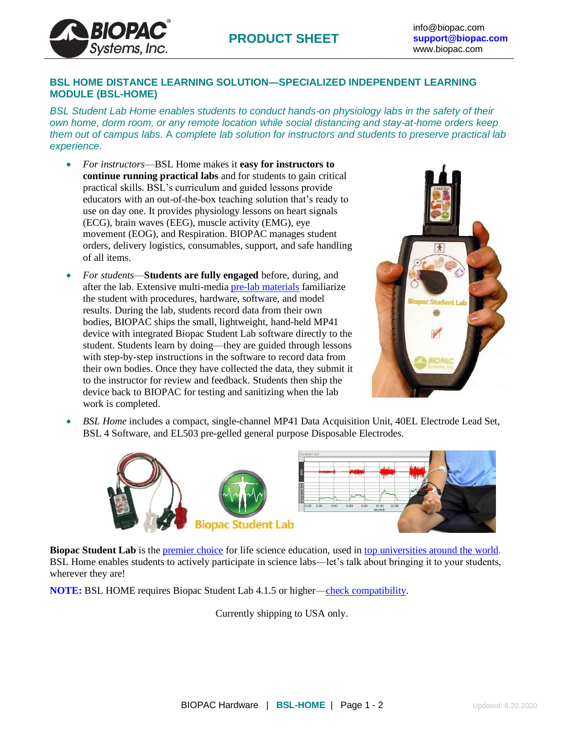**PRODUCT SHEET**

info@biopac.com
**support@biopac.com**
www.biopac.com

## BSL HOME DISTANCE LEARNING SOLUTION—SPECIALIZED INDEPENDENT LEARNING MODULE (BSL-HOME)

*BSL Student Lab Home enables students to conduct hands-on physiology labs in the safety of their own home, dorm room, or any remote location while social distancing and stay-at-home orders keep them out of campus labs. A complete lab solution for instructors and students to preserve practical lab experience.*

- *For instructors*—BSL Home makes it **easy for instructors to continue running practical labs** and for students to gain critical practical skills. BSL's curriculum and guided lessons provide educators with an out-of-the-box teaching solution that's ready to use on day one. It provides physiology lessons on heart signals (ECG), brain waves (EEG), muscle activity (EMG), eye movement (EOG), and Respiration. BIOPAC manages student orders, delivery logistics, consumables, support, and safe handling of all items.
- *For students*—**Students are fully engaged** before, during, and after the lab. Extensive multi-media pre-lab materials familiarize the student with procedures, hardware, software, and model results. During the lab, students record data from their own bodies, BIOPAC ships the small, lightweight, hand-held MP41 device with integrated Biopac Student Lab software directly to the student. Students learn by doing—they are guided through lessons with step-by-step instructions in the software to record data from their own bodies. Once they have collected the data, they submit it to the instructor for review and feedback. Students then ship the device back to BIOPAC for testing and sanitizing when the lab work is completed.
- *BSL Home* includes a compact, single-channel MP41 Data Acquisition Unit, 40EL Electrode Lead Set, BSL 4 Software, and EL503 pre-gelled general purpose Disposable Electrodes.

**Biopac Student Lab** is the premier choice for life science education, used in top universities around the world. BSL Home enables students to actively participate in science labs—let's talk about bringing it to your students, wherever they are!

**NOTE:** BSL HOME requires Biopac Student Lab 4.1.5 or higher—check compatibility.

Currently shipping to USA only.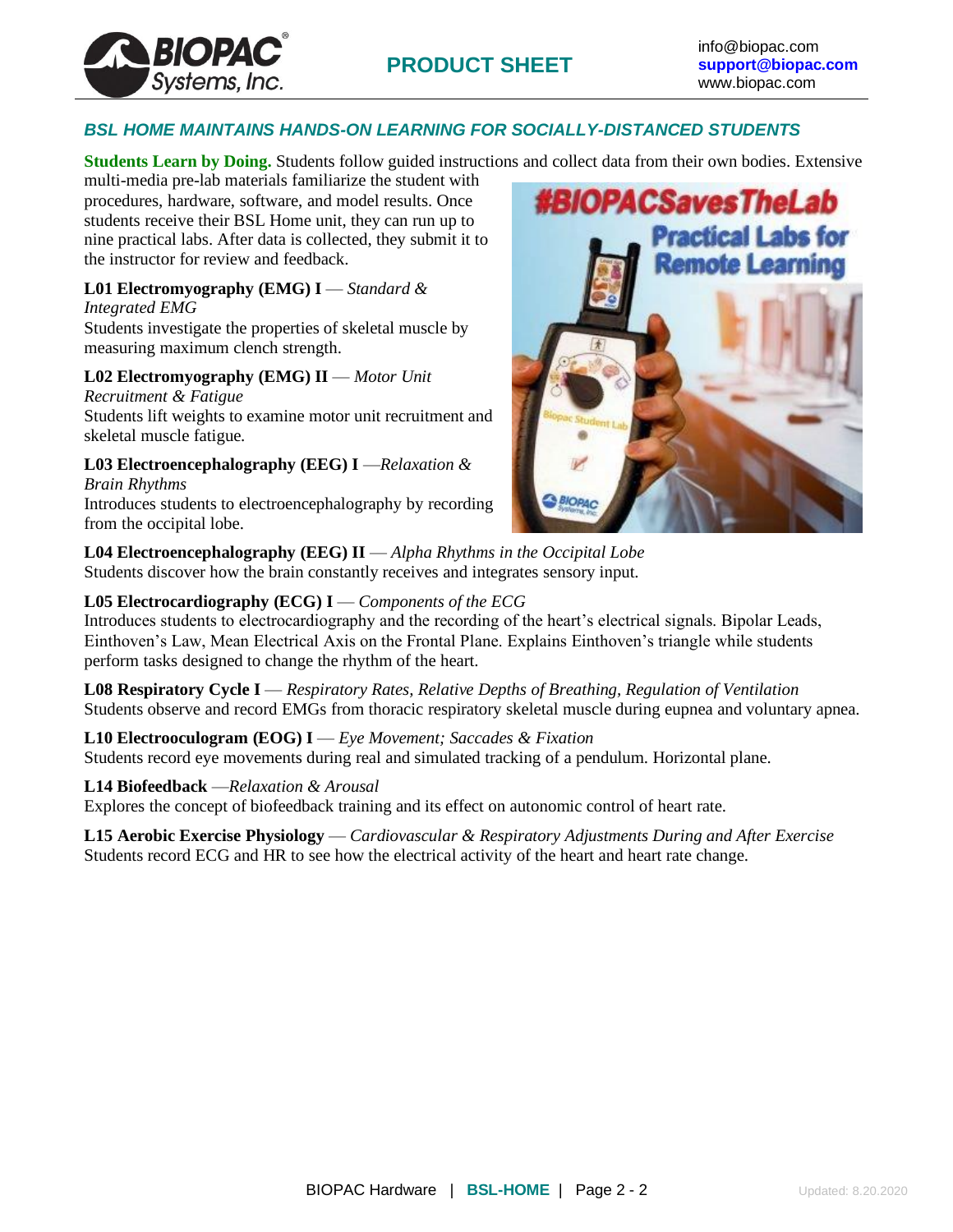### *BSL HOME MAINTAINS HANDS-ON LEARNING FOR SOCIALLY-DISTANCED STUDENTS*

**Students Learn by Doing.** Students follow guided instructions and collect data from their own bodies. Extensive multi-media pre-lab materials familiarize the student with procedures, hardware, software, and model results. Once students receive their BSL Home unit, they can run up to nine practical labs. After data is collected, they submit it to the instructor for review and feedback.

**L01 Electromyography (EMG) I** — *Standard & Integrated EMG*
Students investigate the properties of skeletal muscle by measuring maximum clench strength.

**L02 Electromyography (EMG) II** — *Motor Unit Recruitment & Fatigue*
Students lift weights to examine motor unit recruitment and skeletal muscle fatigue.

**L03 Electroencephalography (EEG) I** —*Relaxation & Brain Rhythms*
Introduces students to electroencephalography by recording from the occipital lobe.

**L04 Electroencephalography (EEG) II** — *Alpha Rhythms in the Occipital Lobe*
Students discover how the brain constantly receives and integrates sensory input.

**L05 Electrocardiography (ECG) I** — *Components of the ECG*
Introduces students to electrocardiography and the recording of the heart's electrical signals. Bipolar Leads, Einthoven's Law, Mean Electrical Axis on the Frontal Plane. Explains Einthoven's triangle while students perform tasks designed to change the rhythm of the heart.

**L08 Respiratory Cycle I** — *Respiratory Rates, Relative Depths of Breathing, Regulation of Ventilation*
Students observe and record EMGs from thoracic respiratory skeletal muscle during eupnea and voluntary apnea.

**L10 Electrooculogram (EOG) I** — *Eye Movement; Saccades & Fixation*
Students record eye movements during real and simulated tracking of a pendulum. Horizontal plane.

**L14 Biofeedback** —*Relaxation & Arousal*
Explores the concept of biofeedback training and its effect on autonomic control of heart rate.

**L15 Aerobic Exercise Physiology** — *Cardiovascular & Respiratory Adjustments During and After Exercise*
Students record ECG and HR to see how the electrical activity of the heart and heart rate change.